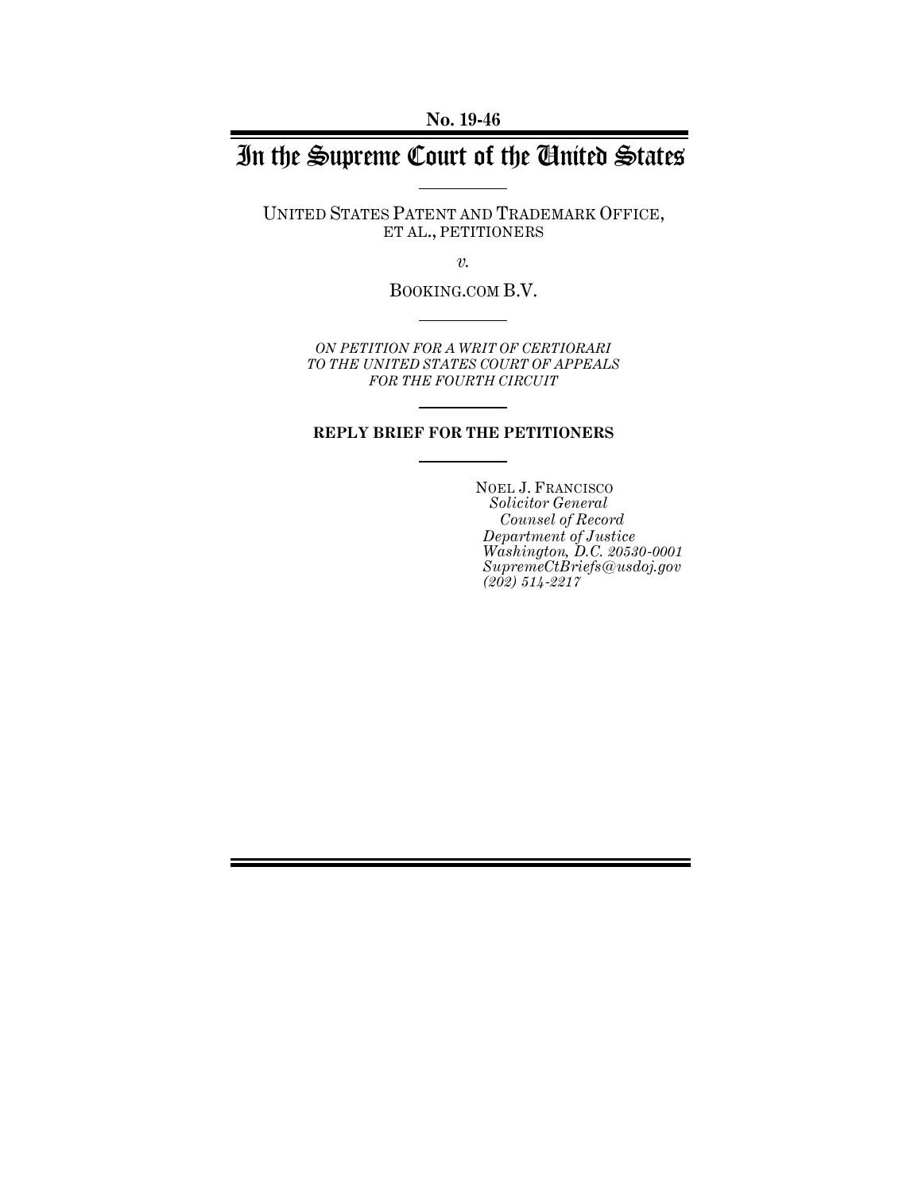**No. 19-46**

# In the Supreme Court of the United States

UNITED STATES PATENT AND TRADEMARK OFFICE, ET AL., PETITIONERS

*v.*

BOOKING.COM B.V.

*ON PETITION FOR A WRIT OF CERTIORARI TO THE UNITED STATES COURT OF APPEALS FOR THE FOURTH CIRCUIT*

**REPLY BRIEF FOR THE PETITIONERS**

NOEL J. FRANCISCO
*Solicitor General*
*Counsel of Record*
*Department of Justice*
*Washington, D.C. 20530-0001*
*SupremeCtBriefs@usdoj.gov*
*(202) 514-2217*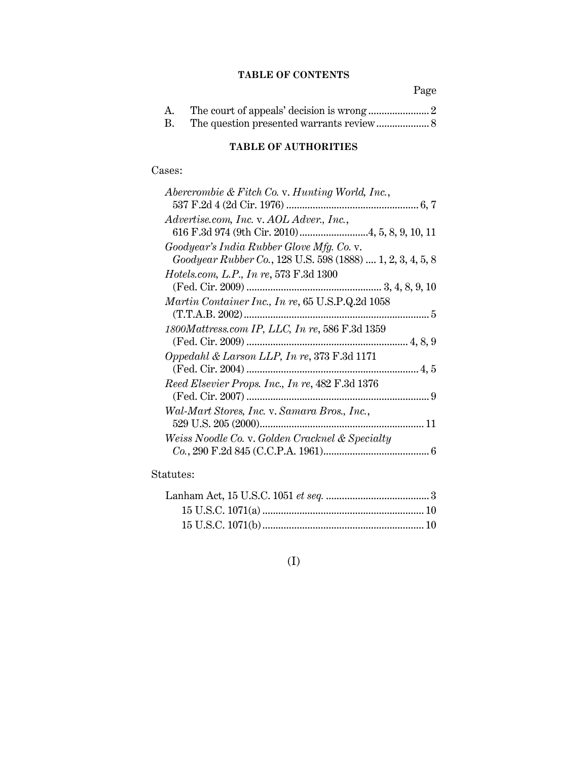## TABLE OF CONTENTS

Page

A. The court of appeals' decision is wrong ....................... 2

B. The question presented warrants review .................... 8

## TABLE OF AUTHORITIES

Cases:

*Abercrombie & Fitch Co.* v. *Hunting World, Inc.*, 537 F.2d 4 (2d Cir. 1976) ................................................. 6, 7

*Advertise.com, Inc.* v. *AOL Adver., Inc.*, 616 F.3d 974 (9th Cir. 2010) .........................4, 5, 8, 9, 10, 11

*Goodyear's India Rubber Glove Mfg. Co.* v. *Goodyear Rubber Co.*, 128 U.S. 598 (1888) .... 1, 2, 3, 4, 5, 8

*Hotels.com, L.P., In re*, 573 F.3d 1300 (Fed. Cir. 2009) .................................................. 3, 4, 8, 9, 10

*Martin Container Inc., In re*, 65 U.S.P.Q.2d 1058 (T.T.A.B. 2002) ..................................................................... 5

*1800Mattress.com IP, LLC, In re*, 586 F.3d 1359 (Fed. Cir. 2009) ............................................................ 4, 8, 9

*Oppedahl & Larson LLP, In re*, 373 F.3d 1171 (Fed. Cir. 2004) ................................................................ 4, 5

*Reed Elsevier Props. Inc., In re*, 482 F.3d 1376 (Fed. Cir. 2007) .................................................................... 9

*Wal-Mart Stores, Inc.* v. *Samara Bros., Inc.*, 529 U.S. 205 (2000) ............................................................ 11

*Weiss Noodle Co.* v. *Golden Cracknel & Specialty Co.*, 290 F.2d 845 (C.C.P.A. 1961) ....................................... 6

Statutes:

Lanham Act, 15 U.S.C. 1051 *et seq.* ....................................... 3

15 U.S.C. 1071(a) ............................................................ 10

15 U.S.C. 1071(b) ............................................................ 10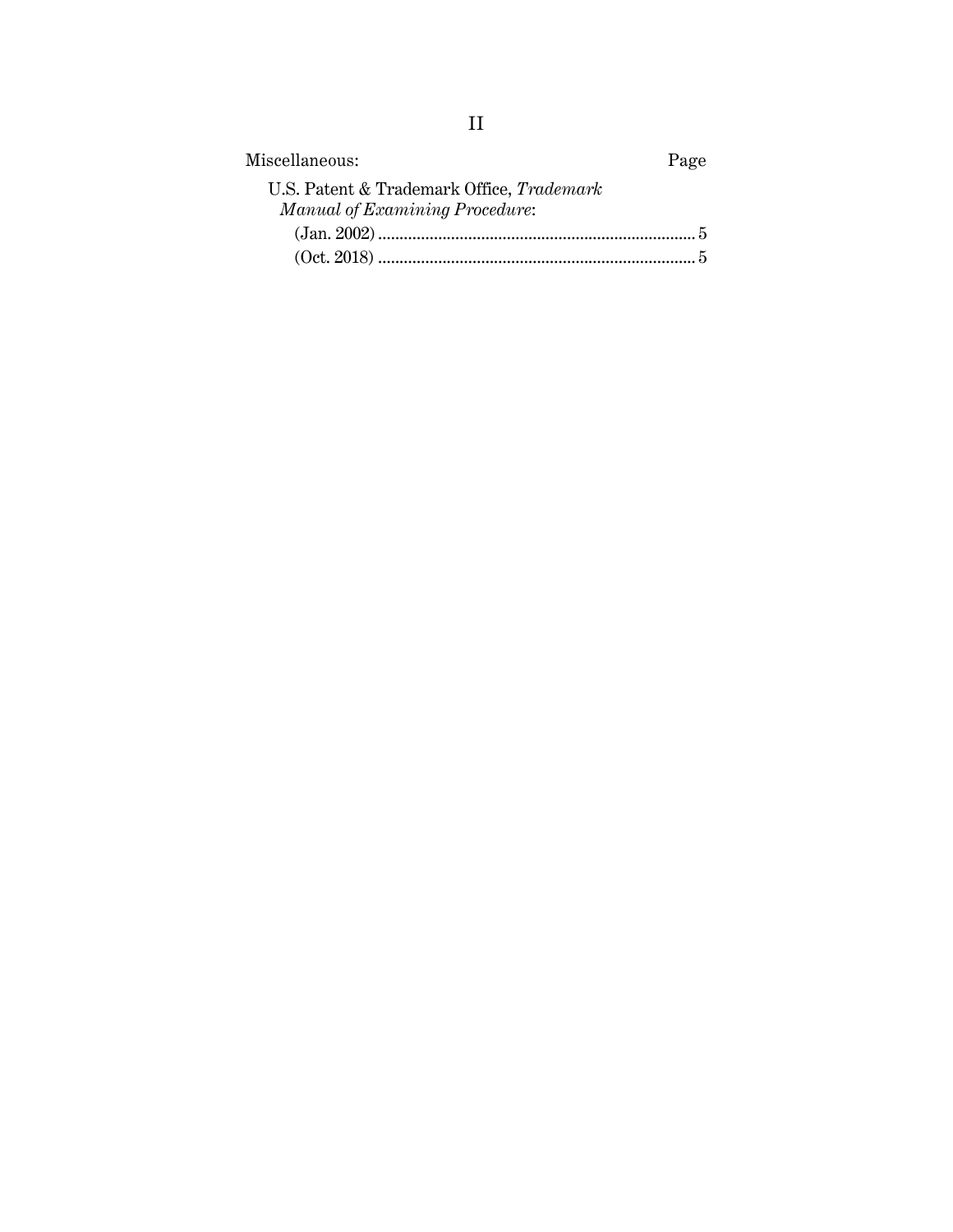Miscellaneous: Page

U.S. Patent & Trademark Office, *Trademark Manual of Examining Procedure*:

(Jan. 2002) .......................................................................... 5

(Oct. 2018) .......................................................................... 5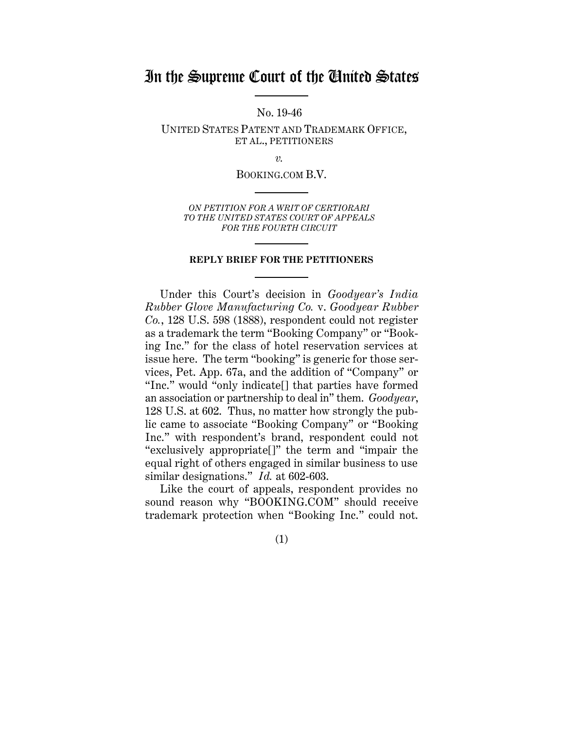# In the Supreme Court of the United States

No. 19-46

UNITED STATES PATENT AND TRADEMARK OFFICE, ET AL., PETITIONERS

*v.*

BOOKING.COM B.V.

*ON PETITION FOR A WRIT OF CERTIORARI TO THE UNITED STATES COURT OF APPEALS FOR THE FOURTH CIRCUIT*

**REPLY BRIEF FOR THE PETITIONERS**

Under this Court's decision in *Goodyear's India Rubber Glove Manufacturing Co.* v. *Goodyear Rubber Co.*, 128 U.S. 598 (1888), respondent could not register as a trademark the term "Booking Company" or "Booking Inc." for the class of hotel reservation services at issue here. The term "booking" is generic for those services, Pet. App. 67a, and the addition of "Company" or "Inc." would "only indicate[] that parties have formed an association or partnership to deal in" them. *Goodyear*, 128 U.S. at 602. Thus, no matter how strongly the public came to associate "Booking Company" or "Booking Inc." with respondent's brand, respondent could not "exclusively appropriate[]" the term and "impair the equal right of others engaged in similar business to use similar designations." *Id.* at 602-603.

Like the court of appeals, respondent provides no sound reason why "BOOKING.COM" should receive trademark protection when "Booking Inc." could not.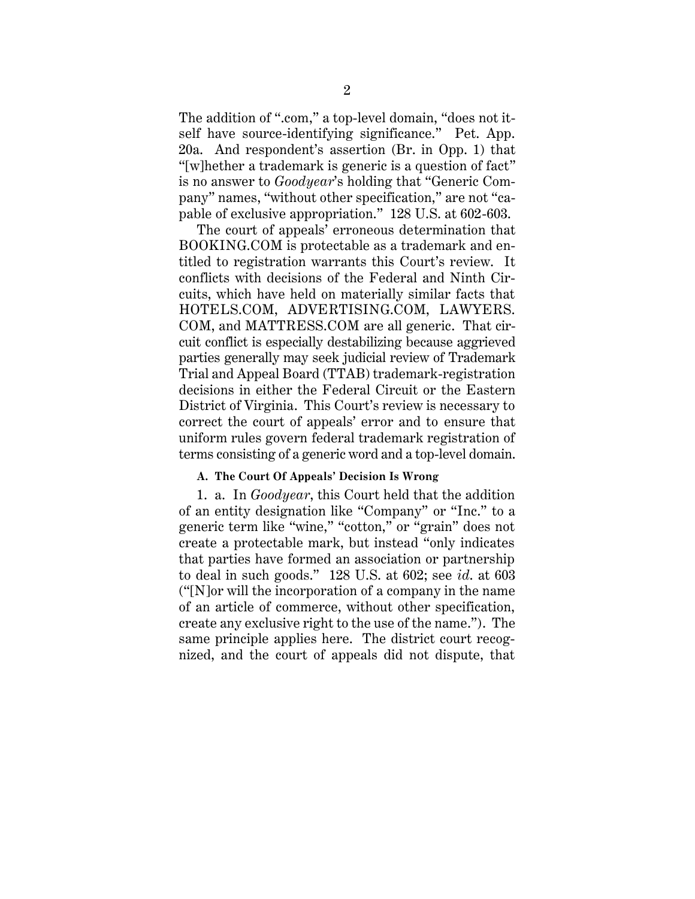The addition of ".com," a top-level domain, "does not itself have source-identifying significance." Pet. App. 20a. And respondent's assertion (Br. in Opp. 1) that "[w]hether a trademark is generic is a question of fact" is no answer to *Goodyear*'s holding that "Generic Company" names, "without other specification," are not "capable of exclusive appropriation." 128 U.S. at 602-603.

The court of appeals' erroneous determination that BOOKING.COM is protectable as a trademark and entitled to registration warrants this Court's review. It conflicts with decisions of the Federal and Ninth Circuits, which have held on materially similar facts that HOTELS.COM, ADVERTISING.COM, LAWYERS.COM, and MATTRESS.COM are all generic. That circuit conflict is especially destabilizing because aggrieved parties generally may seek judicial review of Trademark Trial and Appeal Board (TTAB) trademark-registration decisions in either the Federal Circuit or the Eastern District of Virginia. This Court's review is necessary to correct the court of appeals' error and to ensure that uniform rules govern federal trademark registration of terms consisting of a generic word and a top-level domain.

### A. The Court Of Appeals' Decision Is Wrong

1. a. In *Goodyear*, this Court held that the addition of an entity designation like "Company" or "Inc." to a generic term like "wine," "cotton," or "grain" does not create a protectable mark, but instead "only indicates that parties have formed an association or partnership to deal in such goods." 128 U.S. at 602; see *id.* at 603 ("[N]or will the incorporation of a company in the name of an article of commerce, without other specification, create any exclusive right to the use of the name."). The same principle applies here. The district court recognized, and the court of appeals did not dispute, that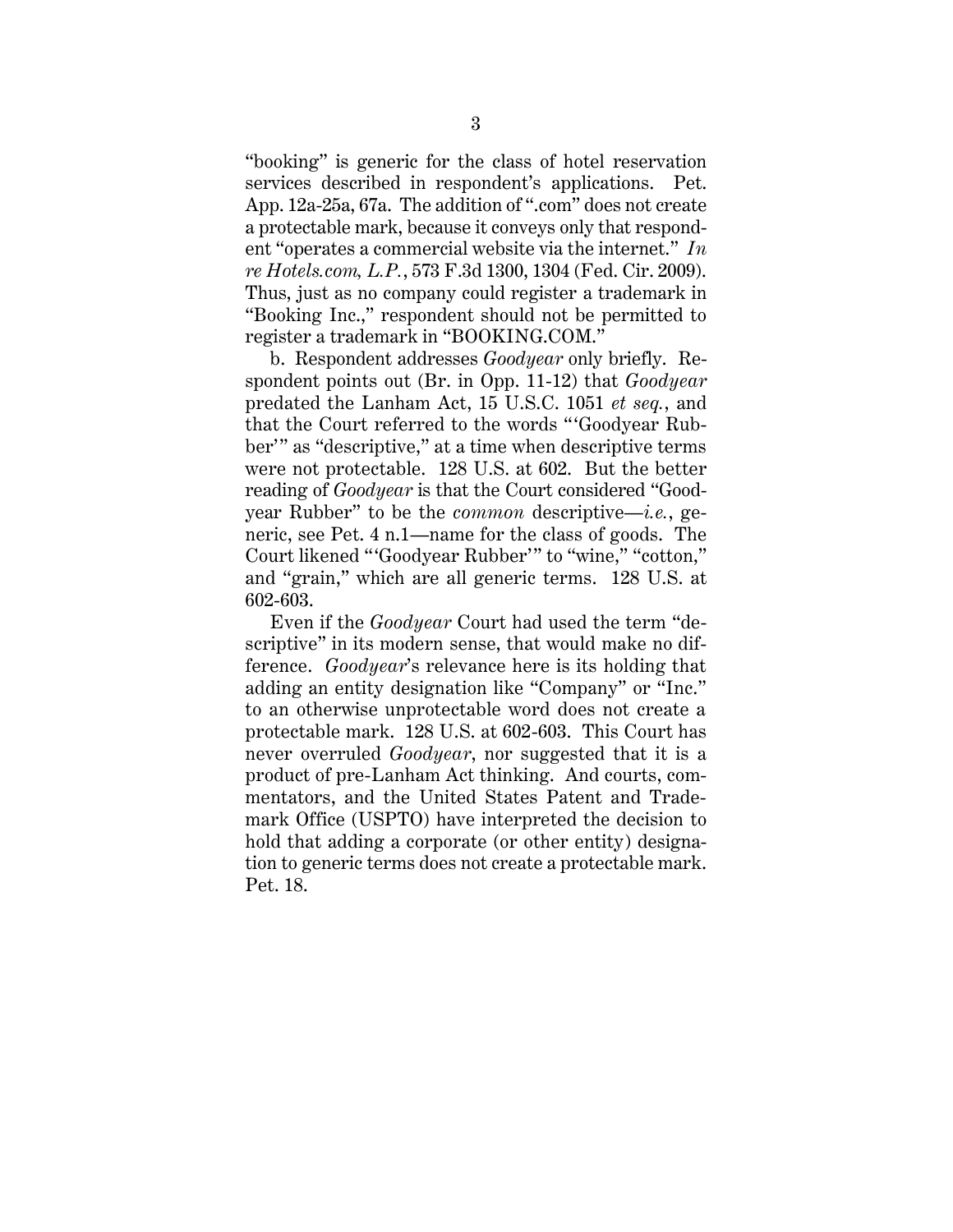"booking" is generic for the class of hotel reservation services described in respondent's applications. Pet. App. 12a-25a, 67a. The addition of ".com" does not create a protectable mark, because it conveys only that respondent "operates a commercial website via the internet." *In re Hotels.com, L.P.*, 573 F.3d 1300, 1304 (Fed. Cir. 2009). Thus, just as no company could register a trademark in "Booking Inc.," respondent should not be permitted to register a trademark in "BOOKING.COM."

b. Respondent addresses *Goodyear* only briefly. Respondent points out (Br. in Opp. 11-12) that *Goodyear* predated the Lanham Act, 15 U.S.C. 1051 *et seq.*, and that the Court referred to the words "'Goodyear Rubber'" as "descriptive," at a time when descriptive terms were not protectable. 128 U.S. at 602. But the better reading of *Goodyear* is that the Court considered "Goodyear Rubber" to be the *common* descriptive—*i.e.*, generic, see Pet. 4 n.1—name for the class of goods. The Court likened "'Goodyear Rubber'" to "wine," "cotton," and "grain," which are all generic terms. 128 U.S. at 602-603.

Even if the *Goodyear* Court had used the term "descriptive" in its modern sense, that would make no difference. *Goodyear*'s relevance here is its holding that adding an entity designation like "Company" or "Inc." to an otherwise unprotectable word does not create a protectable mark. 128 U.S. at 602-603. This Court has never overruled *Goodyear*, nor suggested that it is a product of pre-Lanham Act thinking. And courts, commentators, and the United States Patent and Trademark Office (USPTO) have interpreted the decision to hold that adding a corporate (or other entity) designation to generic terms does not create a protectable mark. Pet. 18.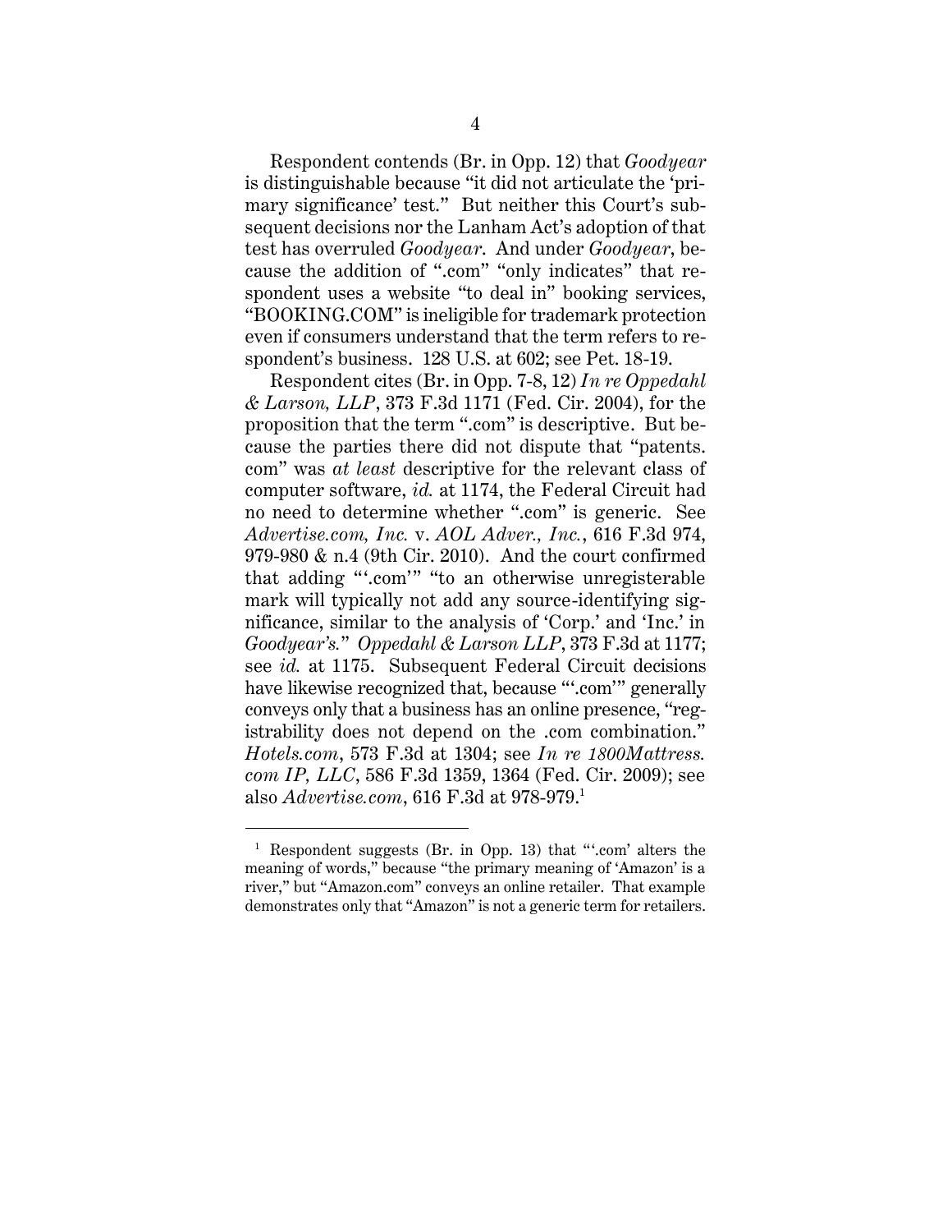Respondent contends (Br. in Opp. 12) that *Goodyear* is distinguishable because "it did not articulate the 'primary significance' test." But neither this Court's subsequent decisions nor the Lanham Act's adoption of that test has overruled *Goodyear*. And under *Goodyear*, because the addition of ".com" "only indicates" that respondent uses a website "to deal in" booking services, "BOOKING.COM" is ineligible for trademark protection even if consumers understand that the term refers to respondent's business. 128 U.S. at 602; see Pet. 18-19.

Respondent cites (Br. in Opp. 7-8, 12) *In re Oppedahl & Larson, LLP*, 373 F.3d 1171 (Fed. Cir. 2004), for the proposition that the term ".com" is descriptive. But because the parties there did not dispute that "patents.com" was *at least* descriptive for the relevant class of computer software, *id.* at 1174, the Federal Circuit had no need to determine whether ".com" is generic. See *Advertise.com, Inc.* v. *AOL Adver., Inc.*, 616 F.3d 974, 979-980 & n.4 (9th Cir. 2010). And the court confirmed that adding "'.com'" "to an otherwise unregisterable mark will typically not add any source-identifying significance, similar to the analysis of 'Corp.' and 'Inc.' in *Goodyear's*." *Oppedahl & Larson LLP*, 373 F.3d at 1177; see *id.* at 1175. Subsequent Federal Circuit decisions have likewise recognized that, because "'.com'" generally conveys only that a business has an online presence, "registrability does not depend on the .com combination." *Hotels.com*, 573 F.3d at 1304; see *In re 1800Mattress.com IP, LLC*, 586 F.3d 1359, 1364 (Fed. Cir. 2009); see also *Advertise.com*, 616 F.3d at 978-979.[1]

[1] Respondent suggests (Br. in Opp. 13) that "'.com' alters the meaning of words," because "the primary meaning of 'Amazon' is a river," but "Amazon.com" conveys an online retailer. That example demonstrates only that "Amazon" is not a generic term for retailers.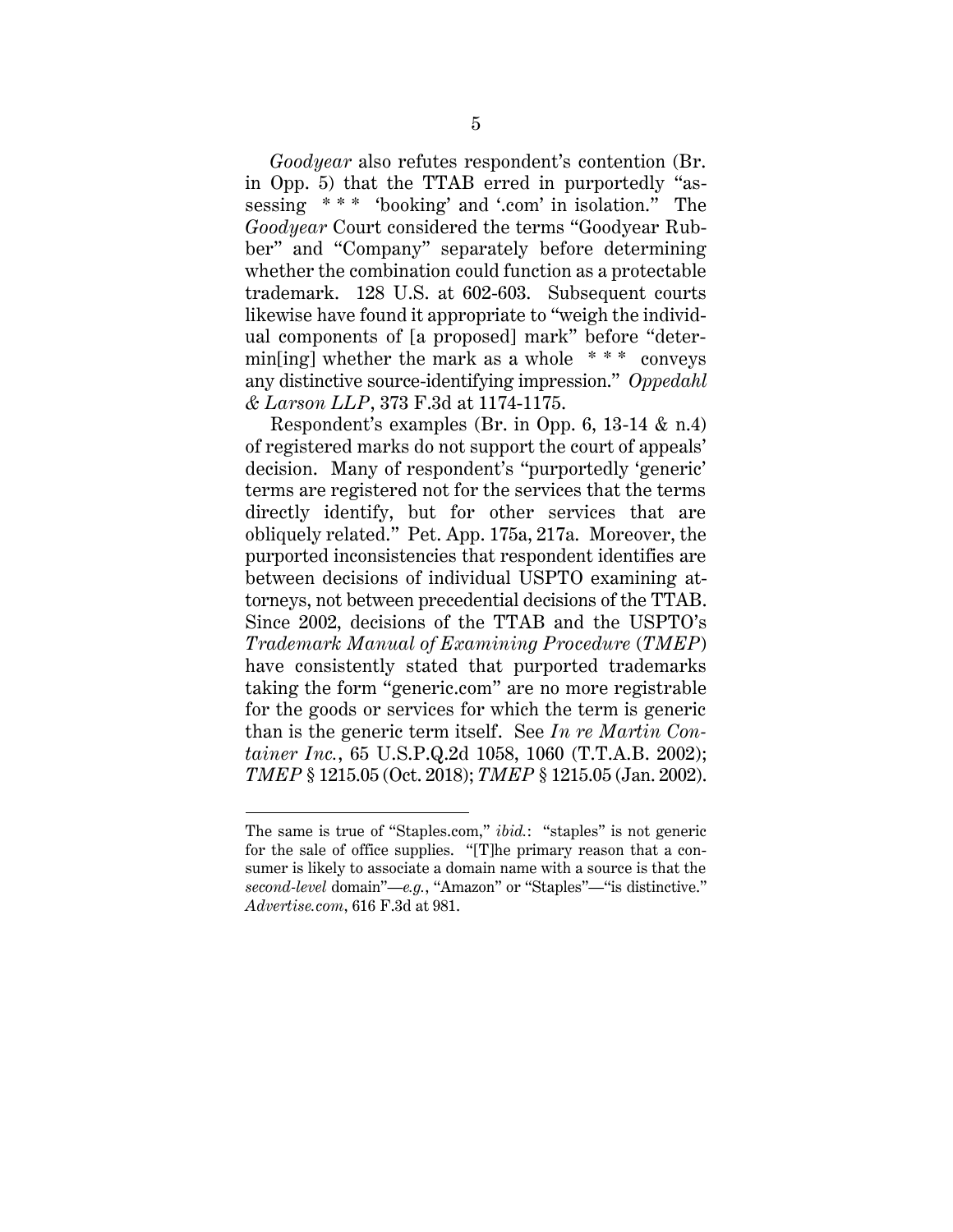*Goodyear* also refutes respondent's contention (Br. in Opp. 5) that the TTAB erred in purportedly "assessing * * * 'booking' and '.com' in isolation." The *Goodyear* Court considered the terms "Goodyear Rubber" and "Company" separately before determining whether the combination could function as a protectable trademark. 128 U.S. at 602-603. Subsequent courts likewise have found it appropriate to "weigh the individual components of [a proposed] mark" before "determin[ing] whether the mark as a whole * * * conveys any distinctive source-identifying impression." *Oppedahl & Larson LLP*, 373 F.3d at 1174-1175.

Respondent's examples (Br. in Opp. 6, 13-14 & n.4) of registered marks do not support the court of appeals' decision. Many of respondent's "purportedly 'generic' terms are registered not for the services that the terms directly identify, but for other services that are obliquely related." Pet. App. 175a, 217a. Moreover, the purported inconsistencies that respondent identifies are between decisions of individual USPTO examining attorneys, not between precedential decisions of the TTAB. Since 2002, decisions of the TTAB and the USPTO's *Trademark Manual of Examining Procedure* (*TMEP*) have consistently stated that purported trademarks taking the form "generic.com" are no more registrable for the goods or services for which the term is generic than is the generic term itself. See *In re Martin Container Inc.*, 65 U.S.P.Q.2d 1058, 1060 (T.T.A.B. 2002); *TMEP* § 1215.05 (Oct. 2018); *TMEP* § 1215.05 (Jan. 2002).

---

The same is true of "Staples.com," *ibid.*: "staples" is not generic for the sale of office supplies. "[T]he primary reason that a consumer is likely to associate a domain name with a source is that the *second-level* domain"—*e.g.*, "Amazon" or "Staples"—"is distinctive." *Advertise.com*, 616 F.3d at 981.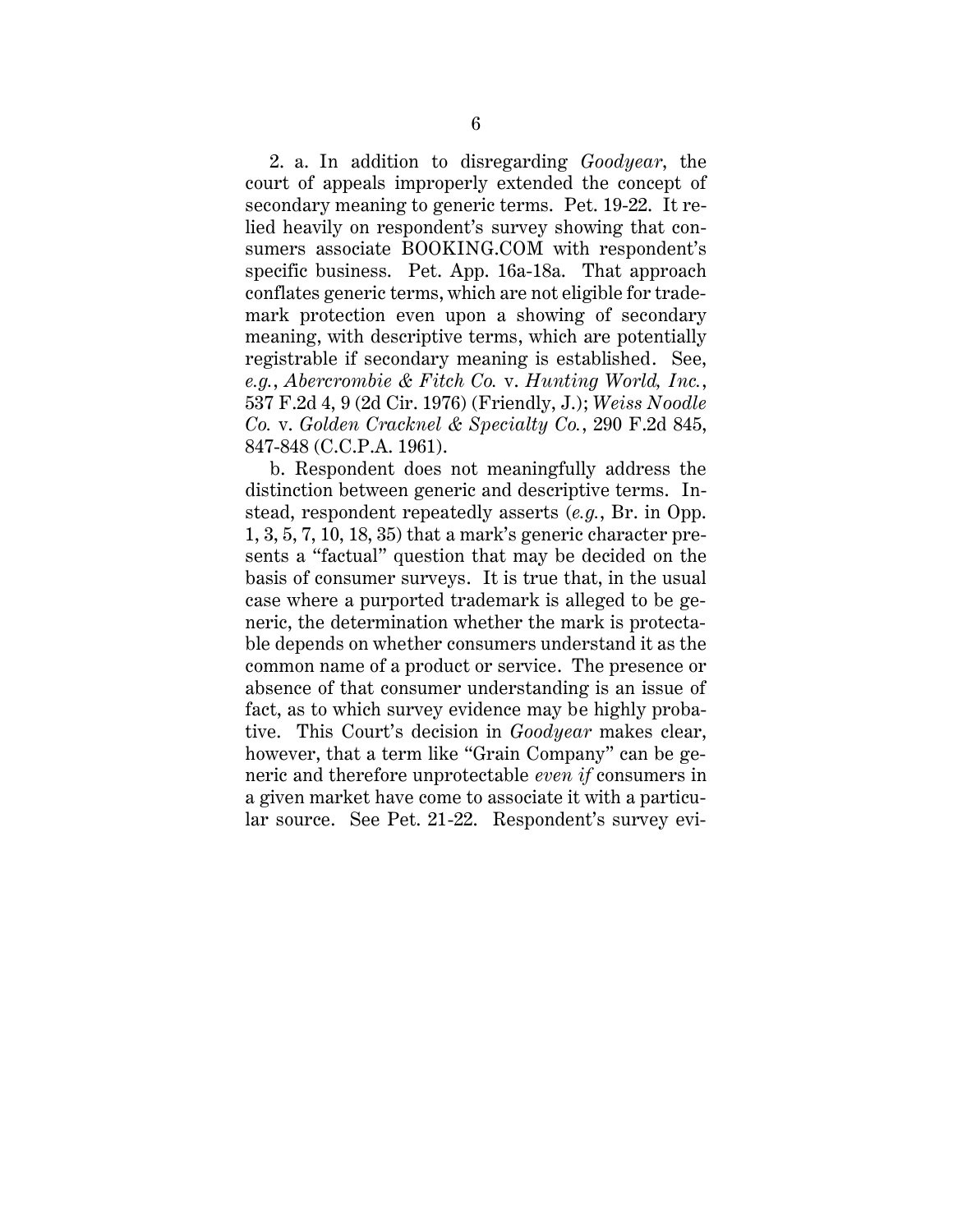2. a. In addition to disregarding *Goodyear*, the court of appeals improperly extended the concept of secondary meaning to generic terms. Pet. 19-22. It relied heavily on respondent's survey showing that consumers associate BOOKING.COM with respondent's specific business. Pet. App. 16a-18a. That approach conflates generic terms, which are not eligible for trademark protection even upon a showing of secondary meaning, with descriptive terms, which are potentially registrable if secondary meaning is established. See, *e.g.*, *Abercrombie & Fitch Co.* v. *Hunting World, Inc.*, 537 F.2d 4, 9 (2d Cir. 1976) (Friendly, J.); *Weiss Noodle Co.* v. *Golden Cracknel & Specialty Co.*, 290 F.2d 845, 847-848 (C.C.P.A. 1961).

b. Respondent does not meaningfully address the distinction between generic and descriptive terms. Instead, respondent repeatedly asserts (*e.g.*, Br. in Opp. 1, 3, 5, 7, 10, 18, 35) that a mark's generic character presents a "factual" question that may be decided on the basis of consumer surveys. It is true that, in the usual case where a purported trademark is alleged to be generic, the determination whether the mark is protectable depends on whether consumers understand it as the common name of a product or service. The presence or absence of that consumer understanding is an issue of fact, as to which survey evidence may be highly probative. This Court's decision in *Goodyear* makes clear, however, that a term like "Grain Company" can be generic and therefore unprotectable *even if* consumers in a given market have come to associate it with a particular source. See Pet. 21-22. Respondent's survey evi-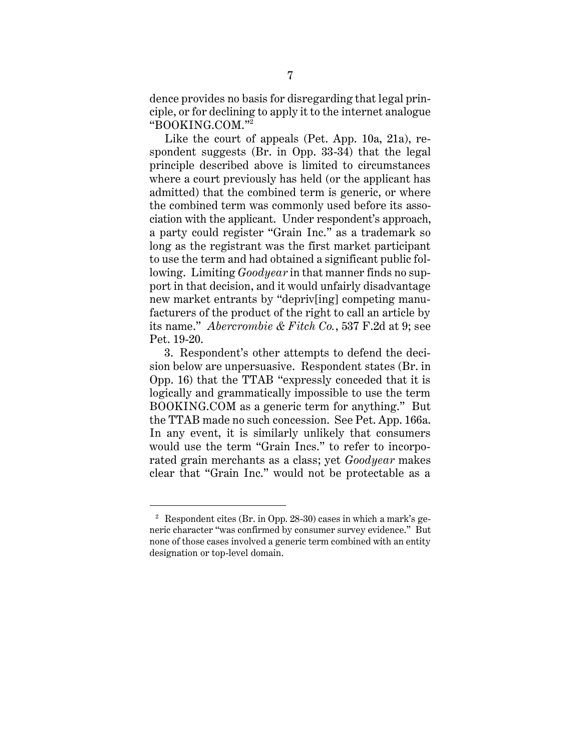dence provides no basis for disregarding that legal principle, or for declining to apply it to the internet analogue "BOOKING.COM."[2]

Like the court of appeals (Pet. App. 10a, 21a), respondent suggests (Br. in Opp. 33-34) that the legal principle described above is limited to circumstances where a court previously has held (or the applicant has admitted) that the combined term is generic, or where the combined term was commonly used before its association with the applicant. Under respondent's approach, a party could register "Grain Inc." as a trademark so long as the registrant was the first market participant to use the term and had obtained a significant public following. Limiting *Goodyear* in that manner finds no support in that decision, and it would unfairly disadvantage new market entrants by "depriv[ing] competing manufacturers of the product of the right to call an article by its name." *Abercrombie & Fitch Co.*, 537 F.2d at 9; see Pet. 19-20.

3. Respondent's other attempts to defend the decision below are unpersuasive. Respondent states (Br. in Opp. 16) that the TTAB "expressly conceded that it is logically and grammatically impossible to use the term BOOKING.COM as a generic term for anything." But the TTAB made no such concession. See Pet. App. 166a. In any event, it is similarly unlikely that consumers would use the term "Grain Incs." to refer to incorporated grain merchants as a class; yet *Goodyear* makes clear that "Grain Inc." would not be protectable as a

---

[2] Respondent cites (Br. in Opp. 28-30) cases in which a mark's generic character "was confirmed by consumer survey evidence." But none of those cases involved a generic term combined with an entity designation or top-level domain.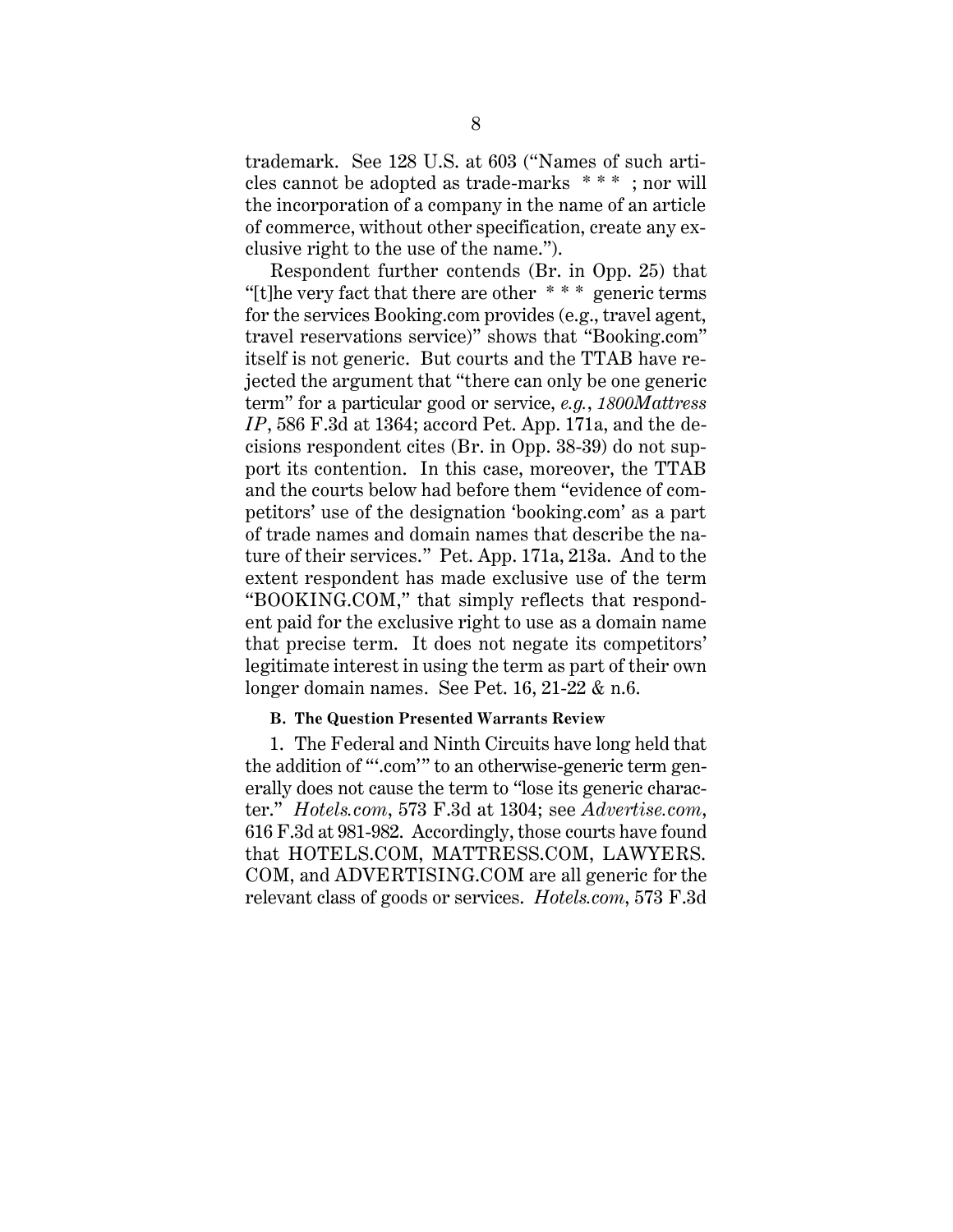trademark. See 128 U.S. at 603 ("Names of such articles cannot be adopted as trade-marks * * * ; nor will the incorporation of a company in the name of an article of commerce, without other specification, create any exclusive right to the use of the name.").

Respondent further contends (Br. in Opp. 25) that "[t]he very fact that there are other * * * generic terms for the services Booking.com provides (e.g., travel agent, travel reservations service)" shows that "Booking.com" itself is not generic. But courts and the TTAB have rejected the argument that "there can only be one generic term" for a particular good or service, *e.g.*, *1800Mattress IP*, 586 F.3d at 1364; accord Pet. App. 171a, and the decisions respondent cites (Br. in Opp. 38-39) do not support its contention. In this case, moreover, the TTAB and the courts below had before them "evidence of competitors' use of the designation 'booking.com' as a part of trade names and domain names that describe the nature of their services." Pet. App. 171a, 213a. And to the extent respondent has made exclusive use of the term "BOOKING.COM," that simply reflects that respondent paid for the exclusive right to use as a domain name that precise term. It does not negate its competitors' legitimate interest in using the term as part of their own longer domain names. See Pet. 16, 21-22 & n.6.

**B. The Question Presented Warrants Review**

1. The Federal and Ninth Circuits have long held that the addition of "'.com'" to an otherwise-generic term generally does not cause the term to "lose its generic character." *Hotels.com*, 573 F.3d at 1304; see *Advertise.com*, 616 F.3d at 981-982. Accordingly, those courts have found that HOTELS.COM, MATTRESS.COM, LAWYERS.COM, and ADVERTISING.COM are all generic for the relevant class of goods or services. *Hotels.com*, 573 F.3d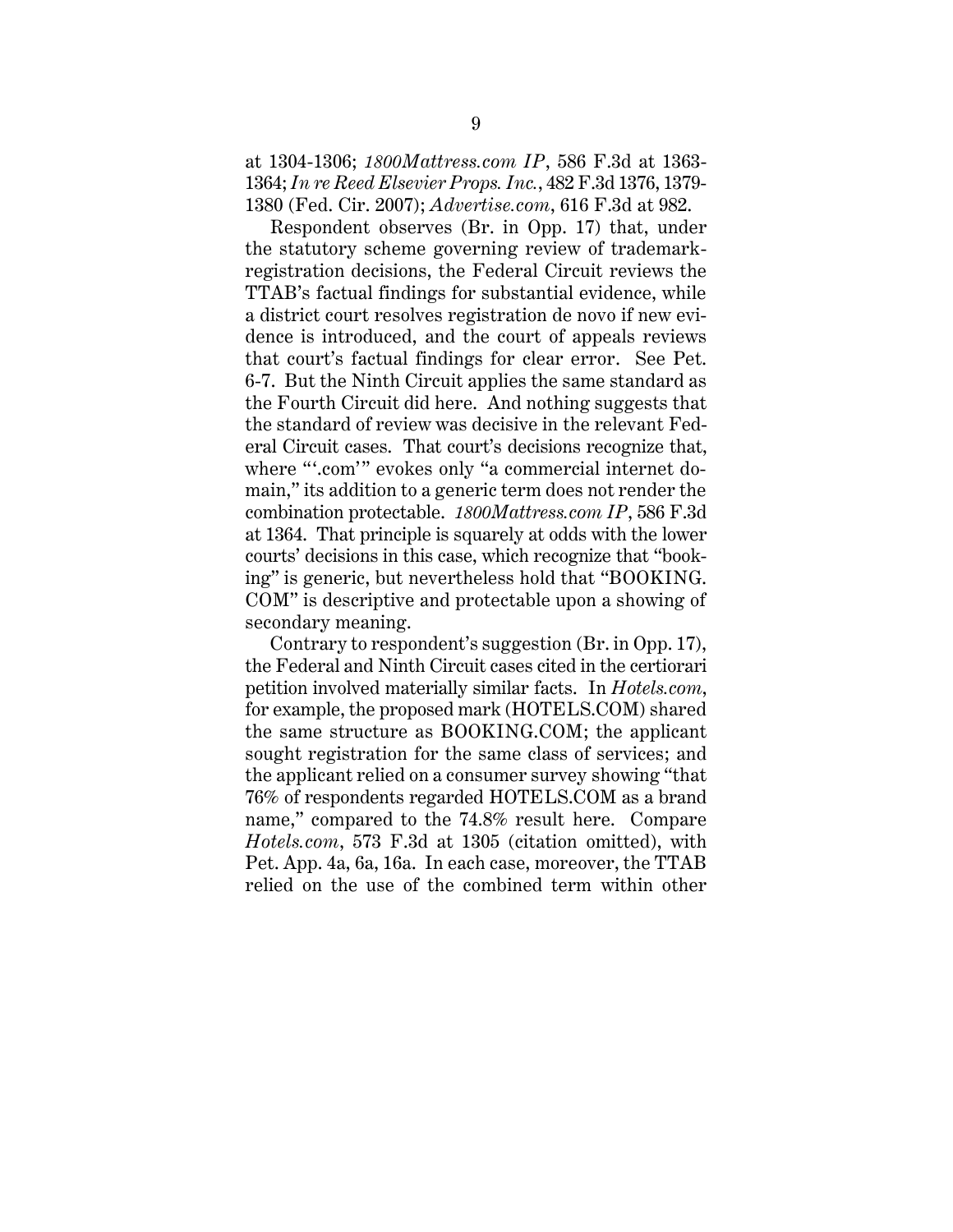at 1304-1306; *1800Mattress.com IP*, 586 F.3d at 1363-1364; *In re Reed Elsevier Props. Inc.*, 482 F.3d 1376, 1379-1380 (Fed. Cir. 2007); *Advertise.com*, 616 F.3d at 982.

Respondent observes (Br. in Opp. 17) that, under the statutory scheme governing review of trademark-registration decisions, the Federal Circuit reviews the TTAB's factual findings for substantial evidence, while a district court resolves registration de novo if new evidence is introduced, and the court of appeals reviews that court's factual findings for clear error. See Pet. 6-7. But the Ninth Circuit applies the same standard as the Fourth Circuit did here. And nothing suggests that the standard of review was decisive in the relevant Federal Circuit cases. That court's decisions recognize that, where "'.com'" evokes only "a commercial internet domain," its addition to a generic term does not render the combination protectable. *1800Mattress.com IP*, 586 F.3d at 1364. That principle is squarely at odds with the lower courts' decisions in this case, which recognize that "booking" is generic, but nevertheless hold that "BOOKING.COM" is descriptive and protectable upon a showing of secondary meaning.

Contrary to respondent's suggestion (Br. in Opp. 17), the Federal and Ninth Circuit cases cited in the certiorari petition involved materially similar facts. In *Hotels.com*, for example, the proposed mark (HOTELS.COM) shared the same structure as BOOKING.COM; the applicant sought registration for the same class of services; and the applicant relied on a consumer survey showing "that 76% of respondents regarded HOTELS.COM as a brand name," compared to the 74.8% result here. Compare *Hotels.com*, 573 F.3d at 1305 (citation omitted), with Pet. App. 4a, 6a, 16a. In each case, moreover, the TTAB relied on the use of the combined term within other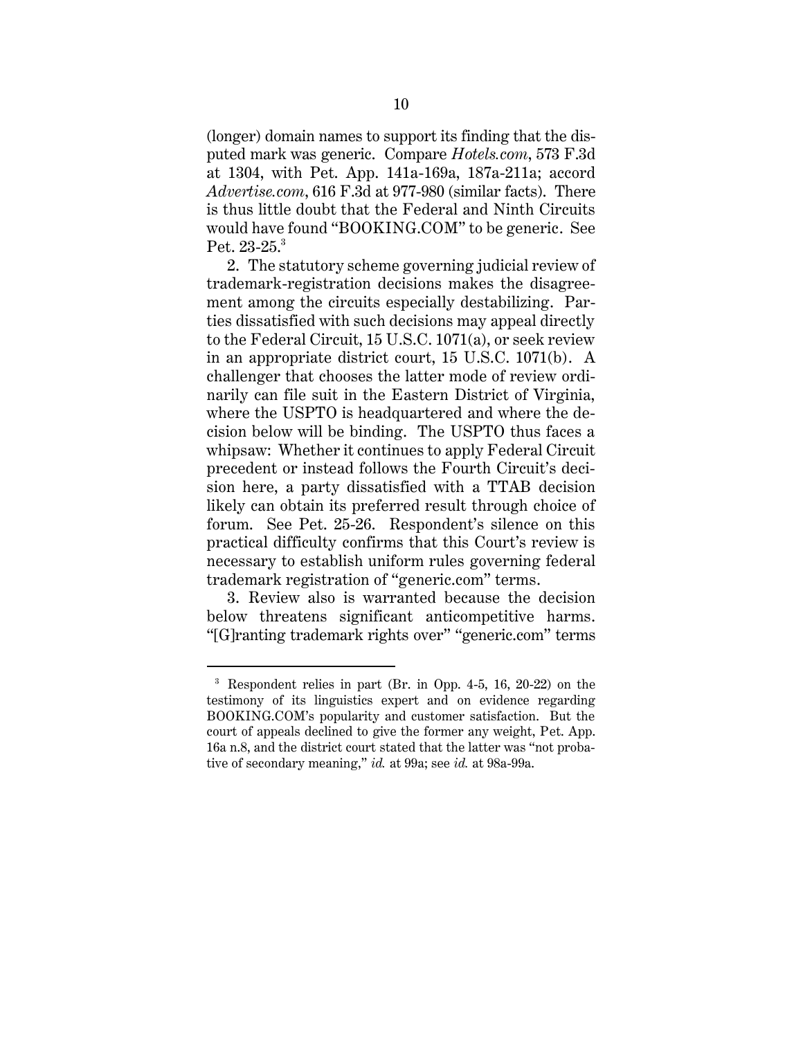(longer) domain names to support its finding that the disputed mark was generic. Compare *Hotels.com*, 573 F.3d at 1304, with Pet. App. 141a-169a, 187a-211a; accord *Advertise.com*, 616 F.3d at 977-980 (similar facts). There is thus little doubt that the Federal and Ninth Circuits would have found "BOOKING.COM" to be generic. See Pet. 23-25.[3]

2. The statutory scheme governing judicial review of trademark-registration decisions makes the disagreement among the circuits especially destabilizing. Parties dissatisfied with such decisions may appeal directly to the Federal Circuit, 15 U.S.C. 1071(a), or seek review in an appropriate district court, 15 U.S.C. 1071(b). A challenger that chooses the latter mode of review ordinarily can file suit in the Eastern District of Virginia, where the USPTO is headquartered and where the decision below will be binding. The USPTO thus faces a whipsaw: Whether it continues to apply Federal Circuit precedent or instead follows the Fourth Circuit's decision here, a party dissatisfied with a TTAB decision likely can obtain its preferred result through choice of forum. See Pet. 25-26. Respondent's silence on this practical difficulty confirms that this Court's review is necessary to establish uniform rules governing federal trademark registration of "generic.com" terms.

3. Review also is warranted because the decision below threatens significant anticompetitive harms. "[G]ranting trademark rights over" "generic.com" terms

---

[3] Respondent relies in part (Br. in Opp. 4-5, 16, 20-22) on the testimony of its linguistics expert and on evidence regarding BOOKING.COM's popularity and customer satisfaction. But the court of appeals declined to give the former any weight, Pet. App. 16a n.8, and the district court stated that the latter was "not probative of secondary meaning," *id.* at 99a; see *id.* at 98a-99a.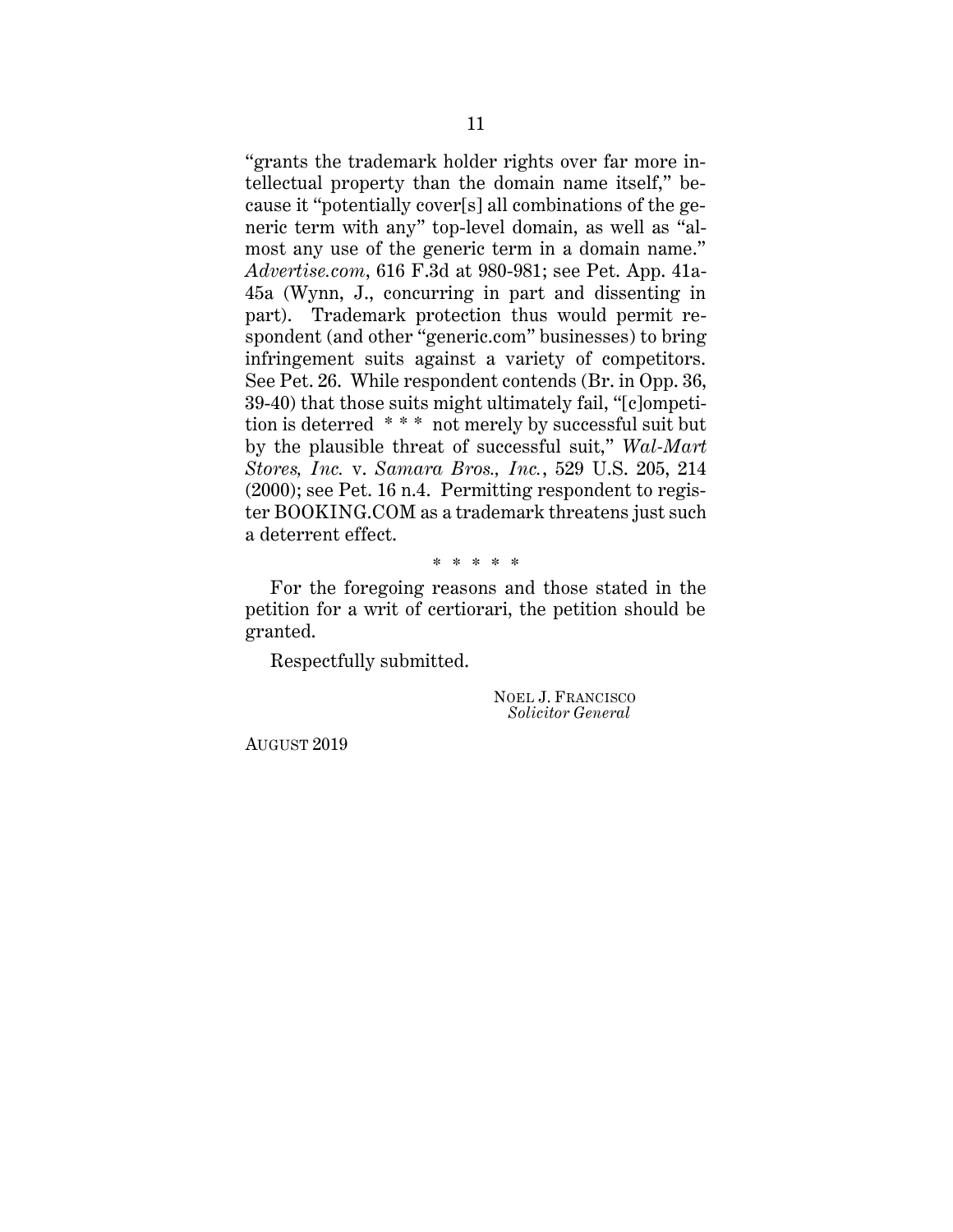"grants the trademark holder rights over far more intellectual property than the domain name itself," because it "potentially cover[s] all combinations of the generic term with any" top-level domain, as well as "almost any use of the generic term in a domain name." *Advertise.com*, 616 F.3d at 980-981; see Pet. App. 41a-45a (Wynn, J., concurring in part and dissenting in part). Trademark protection thus would permit respondent (and other "generic.com" businesses) to bring infringement suits against a variety of competitors. See Pet. 26. While respondent contends (Br. in Opp. 36, 39-40) that those suits might ultimately fail, "[c]ompetition is deterred * * * not merely by successful suit but by the plausible threat of successful suit," *Wal-Mart Stores, Inc.* v. *Samara Bros., Inc.*, 529 U.S. 205, 214 (2000); see Pet. 16 n.4. Permitting respondent to register BOOKING.COM as a trademark threatens just such a deterrent effect.

\* \* \* \* \*

For the foregoing reasons and those stated in the petition for a writ of certiorari, the petition should be granted.

Respectfully submitted.

NOEL J. FRANCISCO
*Solicitor General*

AUGUST 2019